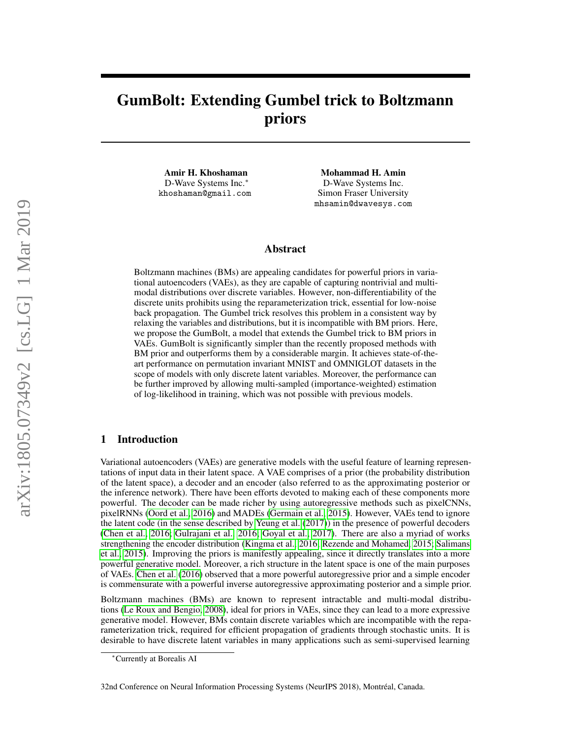# GumBolt: Extending Gumbel trick to Boltzmann priors

**Amir H. Khoshaman**
D-Wave Systems Inc.[*]
khoshaman@gmail.com

**Mohammad H. Amin**
D-Wave Systems Inc.
Simon Fraser University
mhsamin@dwavesys.com

## Abstract

Boltzmann machines (BMs) are appealing candidates for powerful priors in variational autoencoders (VAEs), as they are capable of capturing nontrivial and multi-modal distributions over discrete variables. However, non-differentiability of the discrete units prohibits using the reparameterization trick, essential for low-noise back propagation. The Gumbel trick resolves this problem in a consistent way by relaxing the variables and distributions, but it is incompatible with BM priors. Here, we propose the GumBolt, a model that extends the Gumbel trick to BM priors in VAEs. GumBolt is significantly simpler than the recently proposed methods with BM prior and outperforms them by a considerable margin. It achieves state-of-the-art performance on permutation invariant MNIST and OMNIGLOT datasets in the scope of models with only discrete latent variables. Moreover, the performance can be further improved by allowing multi-sampled (importance-weighted) estimation of log-likelihood in training, which was not possible with previous models.

## 1 Introduction

Variational autoencoders (VAEs) are generative models with the useful feature of learning representations of input data in their latent space. A VAE comprises of a prior (the probability distribution of the latent space), a decoder and an encoder (also referred to as the approximating posterior or the inference network). There have been efforts devoted to making each of these components more powerful. The decoder can be made richer by using autoregressive methods such as pixelCNNs, pixelRNNs (Oord et al., 2016) and MADEs (Germain et al., 2015). However, VAEs tend to ignore the latent code (in the sense described by Yeung et al. (2017)) in the presence of powerful decoders (Chen et al., 2016; Gulrajani et al., 2016; Goyal et al., 2017). There are also a myriad of works strengthening the encoder distribution (Kingma et al., 2016; Rezende and Mohamed, 2015; Salimans et al., 2015). Improving the priors is manifestly appealing, since it directly translates into a more powerful generative model. Moreover, a rich structure in the latent space is one of the main purposes of VAEs. Chen et al. (2016) observed that a more powerful autoregressive prior and a simple encoder is commensurate with a powerful inverse autoregressive approximating posterior and a simple prior.

Boltzmann machines (BMs) are known to represent intractable and multi-modal distributions (Le Roux and Bengio, 2008), ideal for priors in VAEs, since they can lead to a more expressive generative model. However, BMs contain discrete variables which are incompatible with the reparameterization trick, required for efficient propagation of gradients through stochastic units. It is desirable to have discrete latent variables in many applications such as semi-supervised learning

[*]Currently at Borealis AI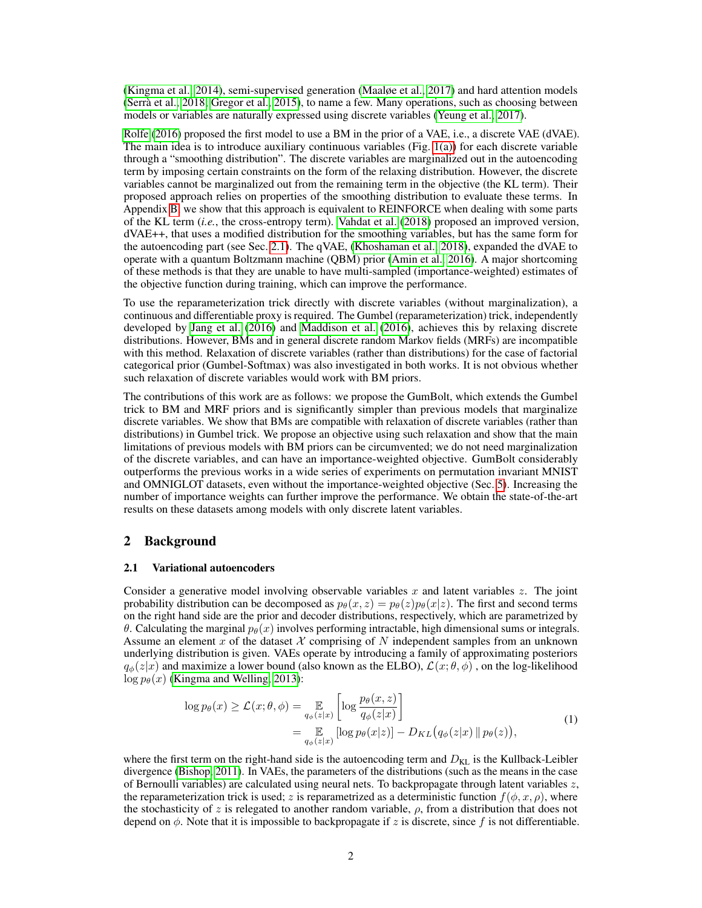(Kingma et al., 2014), semi-supervised generation (Maaløe et al., 2017) and hard attention models (Serrà et al., 2018; Gregor et al., 2015), to name a few. Many operations, such as choosing between models or variables are naturally expressed using discrete variables (Yeung et al., 2017).

Rolfe (2016) proposed the first model to use a BM in the prior of a VAE, i.e., a discrete VAE (dVAE). The main idea is to introduce auxiliary continuous variables (Fig. 1(a)) for each discrete variable through a "smoothing distribution". The discrete variables are marginalized out in the autoencoding term by imposing certain constraints on the form of the relaxing distribution. However, the discrete variables cannot be marginalized out from the remaining term in the objective (the KL term). Their proposed approach relies on properties of the smoothing distribution to evaluate these terms. In Appendix B, we show that this approach is equivalent to REINFORCE when dealing with some parts of the KL term (*i.e.*, the cross-entropy term). Vahdat et al. (2018) proposed an improved version, dVAE++, that uses a modified distribution for the smoothing variables, but has the same form for the autoencoding part (see Sec. 2.1). The qVAE, (Khoshaman et al., 2018), expanded the dVAE to operate with a quantum Boltzmann machine (QBM) prior (Amin et al., 2016). A major shortcoming of these methods is that they are unable to have multi-sampled (importance-weighted) estimates of the objective function during training, which can improve the performance.

To use the reparameterization trick directly with discrete variables (without marginalization), a continuous and differentiable proxy is required. The Gumbel (reparameterization) trick, independently developed by Jang et al. (2016) and Maddison et al. (2016), achieves this by relaxing discrete distributions. However, BMs and in general discrete random Markov fields (MRFs) are incompatible with this method. Relaxation of discrete variables (rather than distributions) for the case of factorial categorical prior (Gumbel-Softmax) was also investigated in both works. It is not obvious whether such relaxation of discrete variables would work with BM priors.

The contributions of this work are as follows: we propose the GumBolt, which extends the Gumbel trick to BM and MRF priors and is significantly simpler than previous models that marginalize discrete variables. We show that BMs are compatible with relaxation of discrete variables (rather than distributions) in Gumbel trick. We propose an objective using such relaxation and show that the main limitations of previous models with BM priors can be circumvented; we do not need marginalization of the discrete variables, and can have an importance-weighted objective. GumBolt considerably outperforms the previous works in a wide series of experiments on permutation invariant MNIST and OMNIGLOT datasets, even without the importance-weighted objective (Sec. 5). Increasing the number of importance weights can further improve the performance. We obtain the state-of-the-art results on these datasets among models with only discrete latent variables.

## 2 Background

### 2.1 Variational autoencoders

Consider a generative model involving observable variables $x$ and latent variables $z$. The joint probability distribution can be decomposed as $p_\theta(x, z) = p_\theta(z)p_\theta(x|z)$. The first and second terms on the right hand side are the prior and decoder distributions, respectively, which are parametrized by $\theta$. Calculating the marginal $p_\theta(x)$ involves performing intractable, high dimensional sums or integrals. Assume an element $x$ of the dataset $\mathcal{X}$ comprising of $N$ independent samples from an unknown underlying distribution is given. VAEs operate by introducing a family of approximating posteriors $q_\phi(z|x)$ and maximize a lower bound (also known as the ELBO), $\mathcal{L}(x; \theta, \phi)$ , on the log-likelihood $\log p_\theta(x)$ (Kingma and Welling, 2013):

$$
\begin{aligned}
\log p_\theta(x) \geq \mathcal{L}(x; \theta, \phi) &= \mathop{\mathbb{E}}_{q_\phi(z|x)} \left[ \log \frac{p_\theta(x, z)}{q_\phi(z|x)} \right] \\
&= \mathop{\mathbb{E}}_{q_\phi(z|x)} \left[ \log p_\theta(x|z) \right] - D_{KL}\big(q_\phi(z|x) \,\|\, p_\theta(z)\big),
\end{aligned}
\tag{1}
$$

where the first term on the right-hand side is the autoencoding term and $D_{\text{KL}}$ is the Kullback-Leibler divergence (Bishop, 2011). In VAEs, the parameters of the distributions (such as the means in the case of Bernoulli variables) are calculated using neural nets. To backpropagate through latent variables $z$, the reparameterization trick is used; $z$ is reparametrized as a deterministic function $f(\phi, x, \rho)$, where the stochasticity of $z$ is relegated to another random variable, $\rho$, from a distribution that does not depend on $\phi$. Note that it is impossible to backpropagate if $z$ is discrete, since $f$ is not differentiable.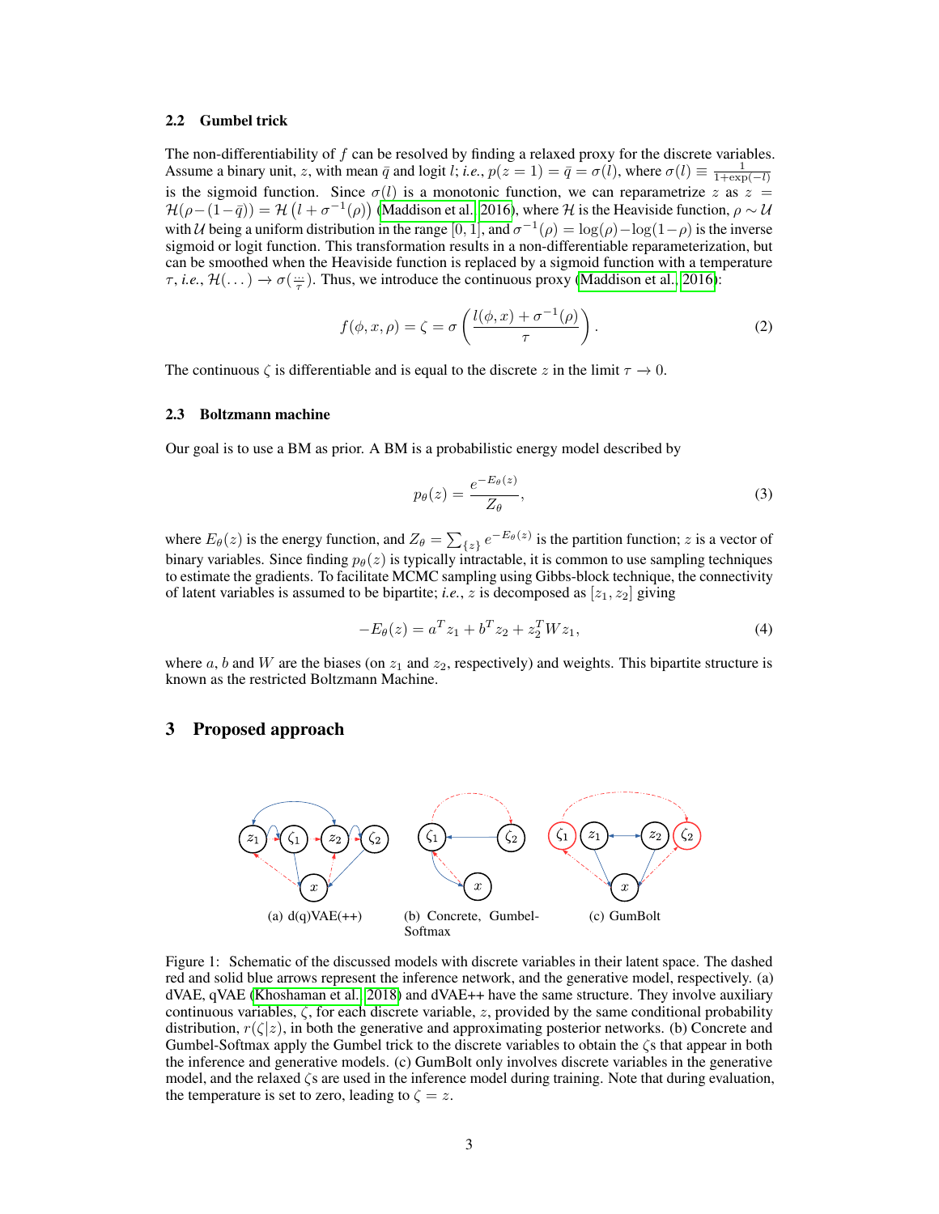### 2.2 Gumbel trick

The non-differentiability of $f$ can be resolved by finding a relaxed proxy for the discrete variables. Assume a binary unit, $z$, with mean $\bar{q}$ and logit $l$; *i.e.*, $p(z=1) = \bar{q} = \sigma(l)$, where $\sigma(l) \equiv \frac{1}{1+\exp(-l)}$ is the sigmoid function. Since $\sigma(l)$ is a monotonic function, we can reparametrize $z$ as $z = \mathcal{H}(\rho - (1-\bar{q})) = \mathcal{H}\left(l + \sigma^{-1}(\rho)\right)$ (Maddison et al., 2016), where $\mathcal{H}$ is the Heaviside function, $\rho \sim \mathcal{U}$ with $\mathcal{U}$ being a uniform distribution in the range $[0, 1]$, and $\sigma^{-1}(\rho) = \log(\rho) - \log(1-\rho)$ is the inverse sigmoid or logit function. This transformation results in a non-differentiable reparameterization, but can be smoothed when the Heaviside function is replaced by a sigmoid function with a temperature $\tau$, *i.e.*, $\mathcal{H}(\dots) \to \sigma(\frac{\dots}{\tau})$. Thus, we introduce the continuous proxy (Maddison et al., 2016):

$$f(\phi, x, \rho) = \zeta = \sigma\left(\frac{l(\phi, x) + \sigma^{-1}(\rho)}{\tau}\right). \tag{2}$$

The continuous $\zeta$ is differentiable and is equal to the discrete $z$ in the limit $\tau \to 0$.

### 2.3 Boltzmann machine

Our goal is to use a BM as prior. A BM is a probabilistic energy model described by

$$p_\theta(z) = \frac{e^{-E_\theta(z)}}{Z_\theta}, \tag{3}$$

where $E_\theta(z)$ is the energy function, and $Z_\theta = \sum_{\{z\}} e^{-E_\theta(z)}$ is the partition function; $z$ is a vector of binary variables. Since finding $p_\theta(z)$ is typically intractable, it is common to use sampling techniques to estimate the gradients. To facilitate MCMC sampling using Gibbs-block technique, the connectivity of latent variables is assumed to be bipartite; *i.e.*, $z$ is decomposed as $[z_1, z_2]$ giving

$$-E_\theta(z) = a^T z_1 + b^T z_2 + z_2^T W z_1, \tag{4}$$

where $a$, $b$ and $W$ are the biases (on $z_1$ and $z_2$, respectively) and weights. This bipartite structure is known as the restricted Boltzmann Machine.

## 3 Proposed approach

(a) d(q)VAE(++)

(b) Concrete, Gumbel-Softmax

(c) GumBolt

Figure 1: Schematic of the discussed models with discrete variables in their latent space. The dashed red and solid blue arrows represent the inference network, and the generative model, respectively. (a) dVAE, qVAE (Khoshaman et al., 2018) and dVAE++ have the same structure. They involve auxiliary continuous variables, $\zeta$, for each discrete variable, $z$, provided by the same conditional probability distribution, $r(\zeta|z)$, in both the generative and approximating posterior networks. (b) Concrete and Gumbel-Softmax apply the Gumbel trick to the discrete variables to obtain the $\zeta$s that appear in both the inference and generative models. (c) GumBolt only involves discrete variables in the generative model, and the relaxed $\zeta$s are used in the inference model during training. Note that during evaluation, the temperature is set to zero, leading to $\zeta = z$.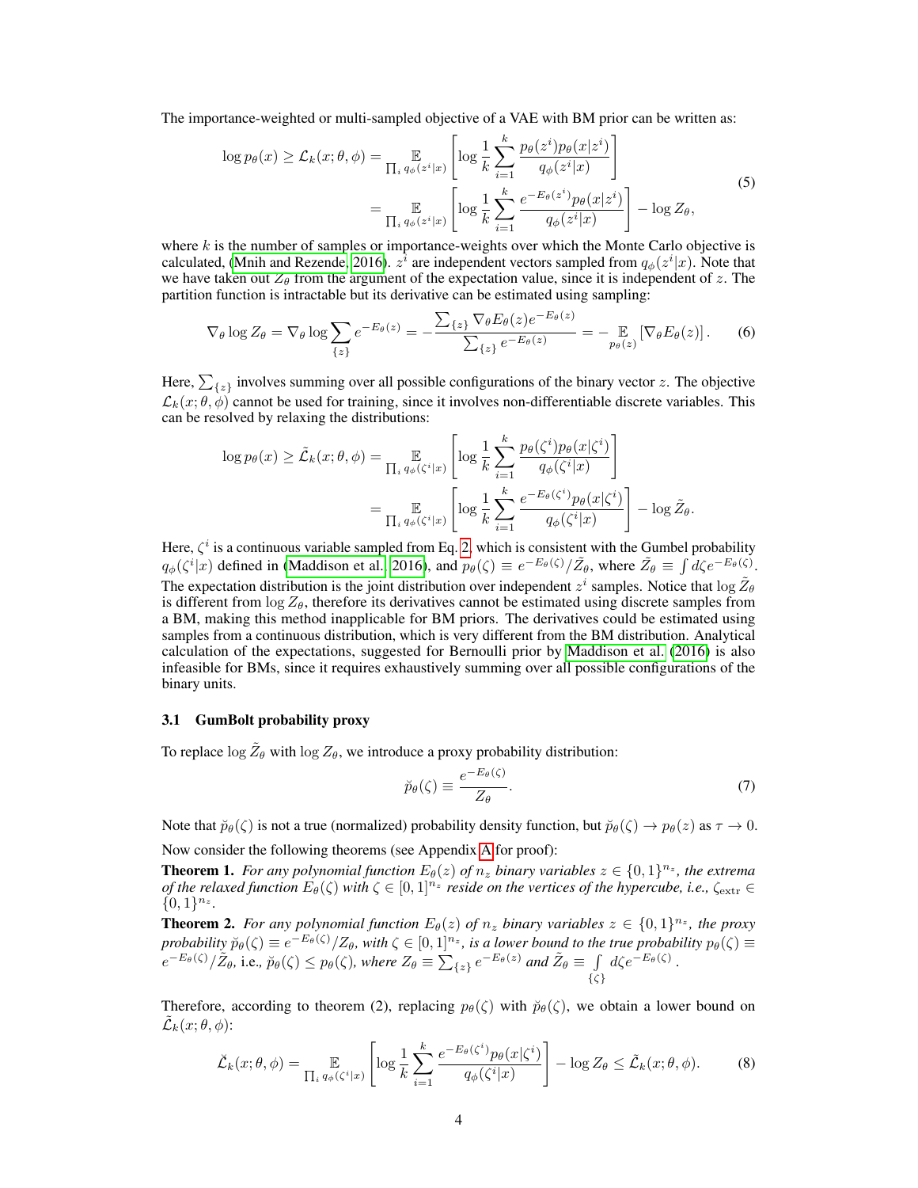The importance-weighted or multi-sampled objective of a VAE with BM prior can be written as:

$$
\begin{aligned}
\log p_\theta(x) \geq \mathcal{L}_k(x;\theta,\phi) &= \mathop{\mathbb{E}}_{\prod_i q_\phi(z^i|x)}\left[\log \frac{1}{k}\sum_{i=1}^{k}\frac{p_\theta(z^i)p_\theta(x|z^i)}{q_\phi(z^i|x)}\right] \\
&= \mathop{\mathbb{E}}_{\prod_i q_\phi(z^i|x)}\left[\log \frac{1}{k}\sum_{i=1}^{k}\frac{e^{-E_\theta(z^i)}p_\theta(x|z^i)}{q_\phi(z^i|x)}\right] - \log Z_\theta,
\end{aligned}
\tag{5}
$$

where $k$ is the number of samples or importance-weights over which the Monte Carlo objective is calculated, (Mnih and Rezende, 2016). $z^i$ are independent vectors sampled from $q_\phi(z^i|x)$. Note that we have taken out $Z_\theta$ from the argument of the expectation value, since it is independent of $z$. The partition function is intractable but its derivative can be estimated using sampling:

$$
\nabla_\theta \log Z_\theta = \nabla_\theta \log \sum_{\{z\}} e^{-E_\theta(z)} = -\frac{\sum_{\{z\}} \nabla_\theta E_\theta(z) e^{-E_\theta(z)}}{\sum_{\{z\}} e^{-E_\theta(z)}} = -\mathop{\mathbb{E}}_{p_\theta(z)}\left[\nabla_\theta E_\theta(z)\right]. \tag{6}
$$

Here, $\sum_{\{z\}}$ involves summing over all possible configurations of the binary vector $z$. The objective $\mathcal{L}_k(x;\theta,\phi)$ cannot be used for training, since it involves non-differentiable discrete variables. This can be resolved by relaxing the distributions:

$$
\begin{aligned}
\log p_\theta(x) \geq \tilde{\mathcal{L}}_k(x;\theta,\phi) &= \mathop{\mathbb{E}}_{\prod_i q_\phi(\zeta^i|x)}\left[\log \frac{1}{k}\sum_{i=1}^{k}\frac{p_\theta(\zeta^i)p_\theta(x|\zeta^i)}{q_\phi(\zeta^i|x)}\right] \\
&= \mathop{\mathbb{E}}_{\prod_i q_\phi(\zeta^i|x)}\left[\log \frac{1}{k}\sum_{i=1}^{k}\frac{e^{-E_\theta(\zeta^i)}p_\theta(x|\zeta^i)}{q_\phi(\zeta^i|x)}\right] - \log \tilde{Z}_\theta.
\end{aligned}
$$

Here, $\zeta^i$ is a continuous variable sampled from Eq. 2, which is consistent with the Gumbel probability $q_\phi(\zeta^i|x)$ defined in (Maddison et al., 2016), and $p_\theta(\zeta) \equiv e^{-E_\theta(\zeta)}/\tilde{Z}_\theta$, where $\tilde{Z}_\theta \equiv \int d\zeta e^{-E_\theta(\zeta)}$. The expectation distribution is the joint distribution over independent $z^i$ samples. Notice that $\log \tilde{Z}_\theta$ is different from $\log Z_\theta$, therefore its derivatives cannot be estimated using discrete samples from a BM, making this method inapplicable for BM priors. The derivatives could be estimated using samples from a continuous distribution, which is very different from the BM distribution. Analytical calculation of the expectations, suggested for Bernoulli prior by Maddison et al. (2016) is also infeasible for BMs, since it requires exhaustively summing over all possible configurations of the binary units.

### 3.1 GumBolt probability proxy

To replace $\log \tilde{Z}_\theta$ with $\log Z_\theta$, we introduce a proxy probability distribution:

$$
\breve{p}_\theta(\zeta) \equiv \frac{e^{-E_\theta(\zeta)}}{Z_\theta}. \tag{7}
$$

Note that $\breve{p}_\theta(\zeta)$ is not a true (normalized) probability density function, but $\breve{p}_\theta(\zeta) \to p_\theta(z)$ as $\tau \to 0$.

Now consider the following theorems (see Appendix A for proof):

**Theorem 1.** *For any polynomial function $E_\theta(z)$ of $n_z$ binary variables $z \in \{0,1\}^{n_z}$, the extrema of the relaxed function $E_\theta(\zeta)$ with $\zeta \in [0,1]^{n_z}$ reside on the vertices of the hypercube, i.e., $\zeta_{\text{extr}} \in \{0,1\}^{n_z}$.*

**Theorem 2.** *For any polynomial function $E_\theta(z)$ of $n_z$ binary variables $z \in \{0,1\}^{n_z}$, the proxy probability $\breve{p}_\theta(\zeta) \equiv e^{-E_\theta(\zeta)}/Z_\theta$, with $\zeta \in [0,1]^{n_z}$, is a lower bound to the true probability $p_\theta(\zeta) \equiv e^{-E_\theta(\zeta)}/\tilde{Z}_\theta$,* i.e., *$\breve{p}_\theta(\zeta) \leq p_\theta(\zeta)$, where $Z_\theta \equiv \sum_{\{z\}} e^{-E_\theta(z)}$ and $\tilde{Z}_\theta \equiv \int_{\{\zeta\}} d\zeta e^{-E_\theta(\zeta)}$.*

Therefore, according to theorem (2), replacing $p_\theta(\zeta)$ with $\breve{p}_\theta(\zeta)$, we obtain a lower bound on $\tilde{\mathcal{L}}_k(x;\theta,\phi)$:

$$
\breve{\mathcal{L}}_k(x;\theta,\phi) = \mathop{\mathbb{E}}_{\prod_i q_\phi(\zeta^i|x)}\left[\log \frac{1}{k}\sum_{i=1}^{k}\frac{e^{-E_\theta(\zeta^i)}p_\theta(x|\zeta^i)}{q_\phi(\zeta^i|x)}\right] - \log Z_\theta \leq \tilde{\mathcal{L}}_k(x;\theta,\phi). \tag{8}
$$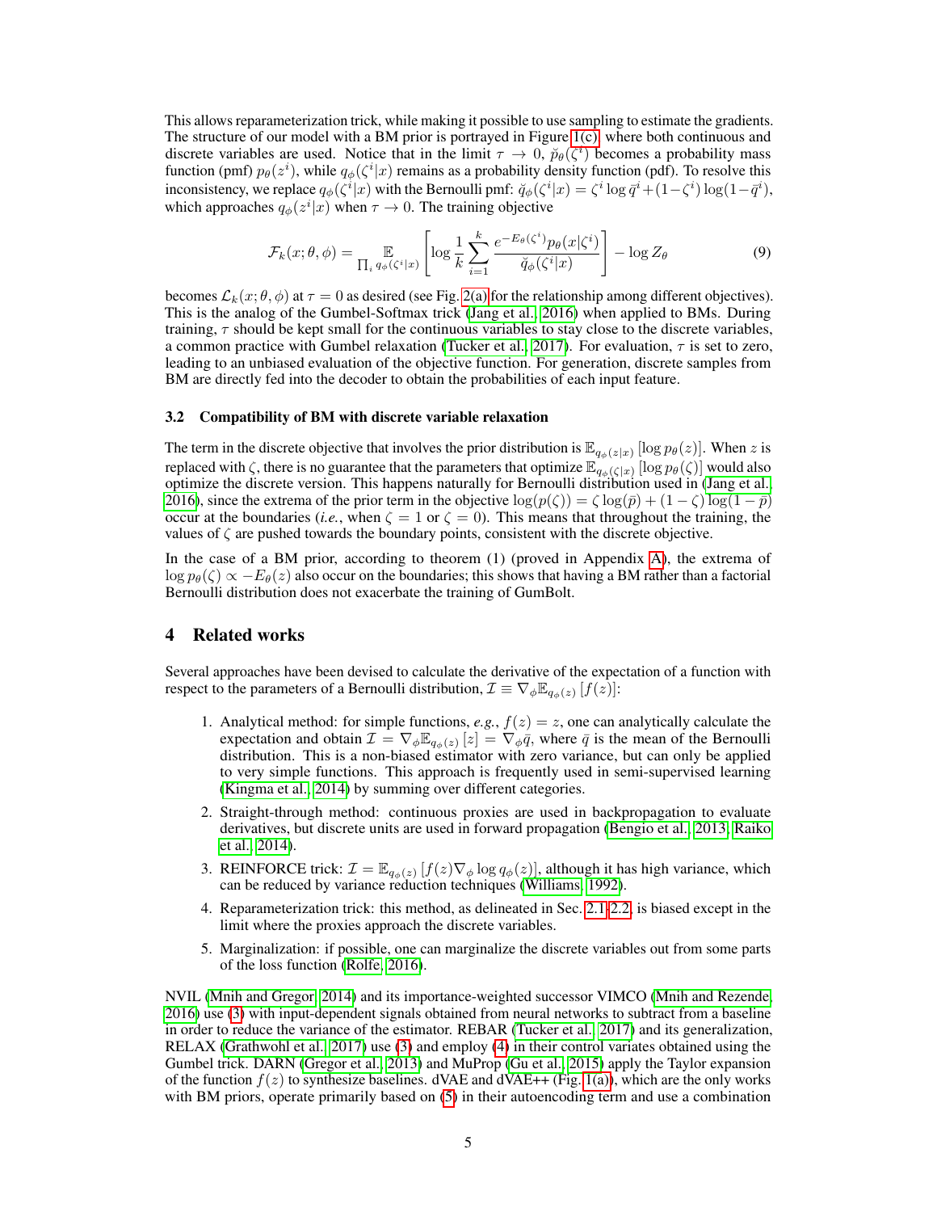This allows reparameterization trick, while making it possible to use sampling to estimate the gradients. The structure of our model with a BM prior is portrayed in Figure 1(c), where both continuous and discrete variables are used. Notice that in the limit $\tau \to 0$, $\breve{p}_\theta(\zeta^i)$ becomes a probability mass function (pmf) $p_\theta(z^i)$, while $q_\phi(\zeta^i|x)$ remains as a probability density function (pdf). To resolve this inconsistency, we replace $q_\phi(\zeta^i|x)$ with the Bernoulli pmf: $\breve{q}_\phi(\zeta^i|x) = \zeta^i \log \bar{q}^i + (1-\zeta^i)\log(1-\bar{q}^i)$, which approaches $q_\phi(z^i|x)$ when $\tau \to 0$. The training objective

$$\mathcal{F}_k(x;\theta,\phi) = \mathop{\mathbb{E}}_{\prod_i q_\phi(\zeta^i|x)} \left[ \log \frac{1}{k} \sum_{i=1}^{k} \frac{e^{-E_\theta(\zeta^i)} p_\theta(x|\zeta^i)}{\breve{q}_\phi(\zeta^i|x)} \right] - \log Z_\theta \tag{9}$$

becomes $\mathcal{L}_k(x;\theta,\phi)$ at $\tau = 0$ as desired (see Fig. 2(a) for the relationship among different objectives). This is the analog of the Gumbel-Softmax trick (Jang et al., 2016) when applied to BMs. During training, $\tau$ should be kept small for the continuous variables to stay close to the discrete variables, a common practice with Gumbel relaxation (Tucker et al., 2017). For evaluation, $\tau$ is set to zero, leading to an unbiased evaluation of the objective function. For generation, discrete samples from BM are directly fed into the decoder to obtain the probabilities of each input feature.

### 3.2 Compatibility of BM with discrete variable relaxation

The term in the discrete objective that involves the prior distribution is $\mathbb{E}_{q_\phi(z|x)}[\log p_\theta(z)]$. When $z$ is replaced with $\zeta$, there is no guarantee that the parameters that optimize $\mathbb{E}_{q_\phi(\zeta|x)}[\log p_\theta(\zeta)]$ would also optimize the discrete version. This happens naturally for Bernoulli distribution used in (Jang et al., 2016), since the extrema of the prior term in the objective $\log(p(\zeta)) = \zeta \log(\bar{p}) + (1-\zeta)\log(1-\bar{p})$ occur at the boundaries (*i.e.*, when $\zeta = 1$ or $\zeta = 0$). This means that throughout the training, the values of $\zeta$ are pushed towards the boundary points, consistent with the discrete objective.

In the case of a BM prior, according to theorem (1) (proved in Appendix A), the extrema of $\log p_\theta(\zeta) \propto -E_\theta(z)$ also occur on the boundaries; this shows that having a BM rather than a factorial Bernoulli distribution does not exacerbate the training of GumBolt.

## 4 Related works

Several approaches have been devised to calculate the derivative of the expectation of a function with respect to the parameters of a Bernoulli distribution, $\mathcal{I} \equiv \nabla_\phi \mathbb{E}_{q_\phi(z)}[f(z)]$:

1. Analytical method: for simple functions, *e.g.*, $f(z) = z$, one can analytically calculate the expectation and obtain $\mathcal{I} = \nabla_\phi \mathbb{E}_{q_\phi(z)}[z] = \nabla_\phi \bar{q}$, where $\bar{q}$ is the mean of the Bernoulli distribution. This is a non-biased estimator with zero variance, but can only be applied to very simple functions. This approach is frequently used in semi-supervised learning (Kingma et al., 2014) by summing over different categories.
2. Straight-through method: continuous proxies are used in backpropagation to evaluate derivatives, but discrete units are used in forward propagation (Bengio et al., 2013; Raiko et al., 2014).
3. REINFORCE trick: $\mathcal{I} = \mathbb{E}_{q_\phi(z)}[f(z)\nabla_\phi \log q_\phi(z)]$, although it has high variance, which can be reduced by variance reduction techniques (Williams, 1992).
4. Reparameterization trick: this method, as delineated in Sec. 2.1-2.2, is biased except in the limit where the proxies approach the discrete variables.
5. Marginalization: if possible, one can marginalize the discrete variables out from some parts of the loss function (Rolfe, 2016).

NVIL (Mnih and Gregor, 2014) and its importance-weighted successor VIMCO (Mnih and Rezende, 2016) use (3) with input-dependent signals obtained from neural networks to subtract from a baseline in order to reduce the variance of the estimator. REBAR (Tucker et al., 2017) and its generalization, RELAX (Grathwohl et al., 2017) use (3) and employ (4) in their control variates obtained using the Gumbel trick. DARN (Gregor et al., 2013) and MuProp (Gu et al., 2015) apply the Taylor expansion of the function $f(z)$ to synthesize baselines. dVAE and dVAE++ (Fig. 1(a)), which are the only works with BM priors, operate primarily based on (5) in their autoencoding term and use a combination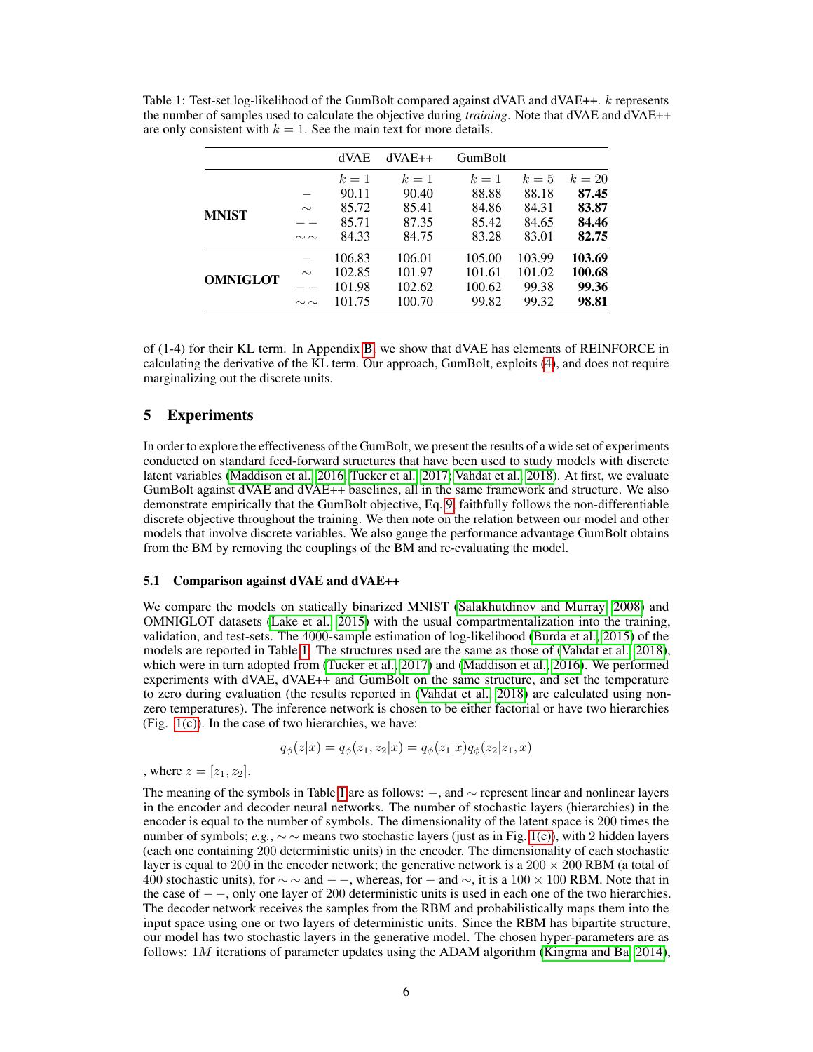Table 1: Test-set log-likelihood of the GumBolt compared against dVAE and dVAE++. $k$ represents the number of samples used to calculate the objective during *training*. Note that dVAE and dVAE++ are only consistent with $k = 1$. See the main text for more details.

| | | dVAE | dVAE++ | GumBolt | | |
|---|---|---|---|---|---|---|
| | | $k=1$ | $k=1$ | $k=1$ | $k=5$ | $k=20$ |
| **MNIST** | $-$ | 90.11 | 90.40 | 88.88 | 88.18 | **87.45** |
| | $\sim$ | 85.72 | 85.41 | 84.86 | 84.31 | **83.87** |
| | $--$ | 85.71 | 87.35 | 85.42 | 84.65 | **84.46** |
| | $\sim\sim$ | 84.33 | 84.75 | 83.28 | 83.01 | **82.75** |
| **OMNIGLOT** | $-$ | 106.83 | 106.01 | 105.00 | 103.99 | **103.69** |
| | $\sim$ | 102.85 | 101.97 | 101.61 | 101.02 | **100.68** |
| | $--$ | 101.98 | 102.62 | 100.62 | 99.38 | **99.36** |
| | $\sim\sim$ | 101.75 | 100.70 | 99.82 | 99.32 | **98.81** |

of (1-4) for their KL term. In Appendix B, we show that dVAE has elements of REINFORCE in calculating the derivative of the KL term. Our approach, GumBolt, exploits (4), and does not require marginalizing out the discrete units.

## 5 Experiments

In order to explore the effectiveness of the GumBolt, we present the results of a wide set of experiments conducted on standard feed-forward structures that have been used to study models with discrete latent variables (Maddison et al., 2016; Tucker et al., 2017; Vahdat et al., 2018). At first, we evaluate GumBolt against dVAE and dVAE++ baselines, all in the same framework and structure. We also demonstrate empirically that the GumBolt objective, Eq. 9, faithfully follows the non-differentiable discrete objective throughout the training. We then note on the relation between our model and other models that involve discrete variables. We also gauge the performance advantage GumBolt obtains from the BM by removing the couplings of the BM and re-evaluating the model.

### 5.1 Comparison against dVAE and dVAE++

We compare the models on statically binarized MNIST (Salakhutdinov and Murray, 2008) and OMNIGLOT datasets (Lake et al., 2015) with the usual compartmentalization into the training, validation, and test-sets. The 4000-sample estimation of log-likelihood (Burda et al., 2015) of the models are reported in Table 1. The structures used are the same as those of (Vahdat et al., 2018), which were in turn adopted from (Tucker et al., 2017) and (Maddison et al., 2016). We performed experiments with dVAE, dVAE++ and GumBolt on the same structure, and set the temperature to zero during evaluation (the results reported in (Vahdat et al., 2018) are calculated using non-zero temperatures). The inference network is chosen to be either factorial or have two hierarchies (Fig. 1(c)). In the case of two hierarchies, we have:

$$q_\phi(z|x) = q_\phi(z_1, z_2|x) = q_\phi(z_1|x)q_\phi(z_2|z_1, x)$$

, where $z = [z_1, z_2]$.

The meaning of the symbols in Table 1 are as follows: $-$, and $\sim$ represent linear and nonlinear layers in the encoder and decoder neural networks. The number of stochastic layers (hierarchies) in the encoder is equal to the number of symbols. The dimensionality of the latent space is 200 times the number of symbols; *e.g.*, $\sim\sim$ means two stochastic layers (just as in Fig. 1(c)), with 2 hidden layers (each one containing 200 deterministic units) in the encoder. The dimensionality of each stochastic layer is equal to 200 in the encoder network; the generative network is a $200 \times 200$ RBM (a total of 400 stochastic units), for $\sim\sim$ and $--$, whereas, for $-$ and $\sim$, it is a $100 \times 100$ RBM. Note that in the case of $--$, only one layer of 200 deterministic units is used in each one of the two hierarchies. The decoder network receives the samples from the RBM and probabilistically maps them into the input space using one or two layers of deterministic units. Since the RBM has bipartite structure, our model has two stochastic layers in the generative model. The chosen hyper-parameters are as follows: $1M$ iterations of parameter updates using the ADAM algorithm (Kingma and Ba, 2014),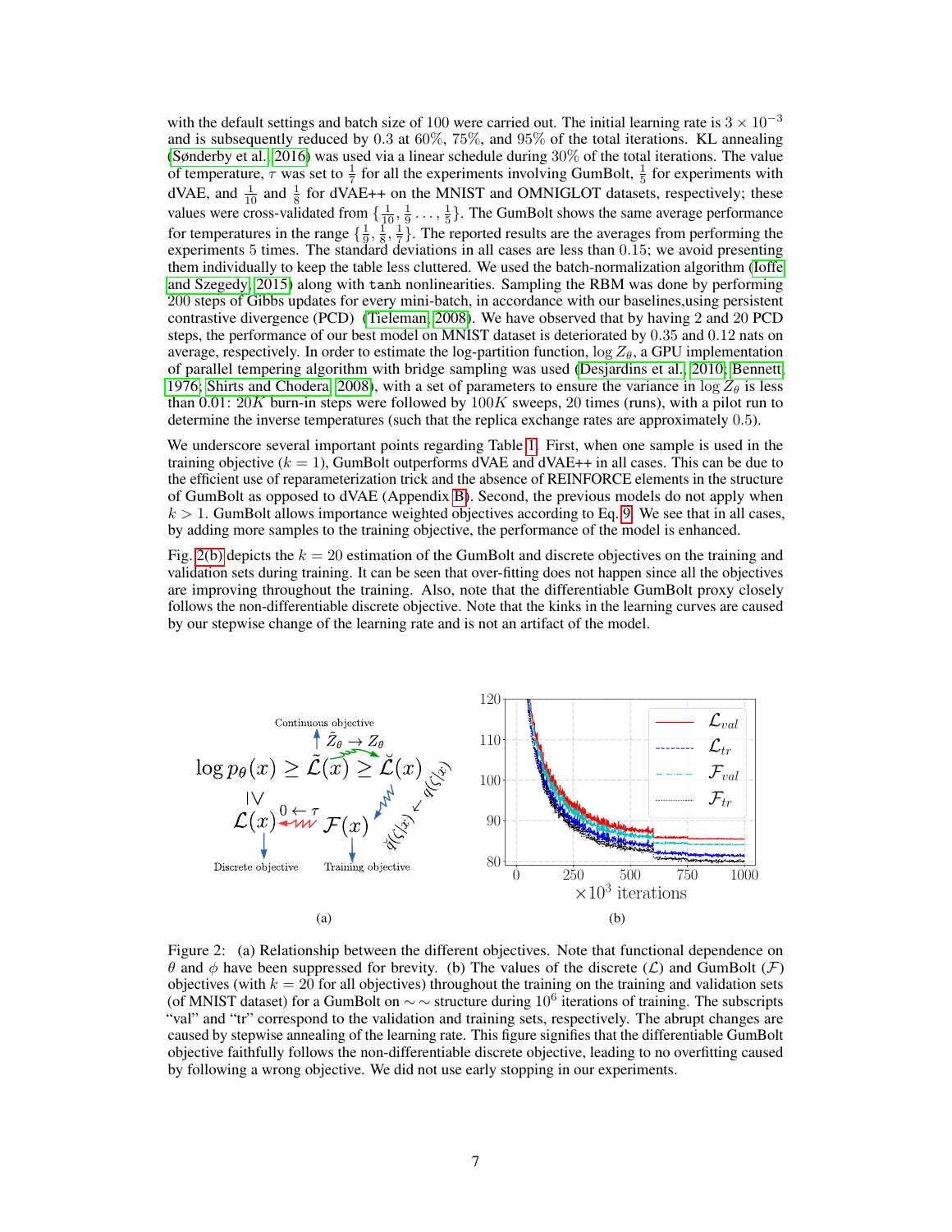with the default settings and batch size of 100 were carried out. The initial learning rate is $3 \times 10^{-3}$ and is subsequently reduced by 0.3 at 60%, 75%, and 95% of the total iterations. KL annealing (Sønderby et al., 2016) was used via a linear schedule during 30% of the total iterations. The value of temperature, $\tau$ was set to $\frac{1}{7}$ for all the experiments involving GumBolt, $\frac{1}{5}$ for experiments with dVAE, and $\frac{1}{10}$ and $\frac{1}{8}$ for dVAE++ on the MNIST and OMNIGLOT datasets, respectively; these values were cross-validated from $\{\frac{1}{10}, \frac{1}{9} \dots, \frac{1}{5}\}$. The GumBolt shows the same average performance for temperatures in the range $\{\frac{1}{9}, \frac{1}{8}, \frac{1}{7}\}$. The reported results are the averages from performing the experiments 5 times. The standard deviations in all cases are less than 0.15; we avoid presenting them individually to keep the table less cluttered. We used the batch-normalization algorithm (Ioffe and Szegedy, 2015) along with `tanh` nonlinearities. Sampling the RBM was done by performing 200 steps of Gibbs updates for every mini-batch, in accordance with our baselines,using persistent contrastive divergence (PCD) (Tieleman, 2008). We have observed that by having 2 and 20 PCD steps, the performance of our best model on MNIST dataset is deteriorated by 0.35 and 0.12 nats on average, respectively. In order to estimate the log-partition function, $\log Z_\theta$, a GPU implementation of parallel tempering algorithm with bridge sampling was used (Desjardins et al., 2010; Bennett, 1976; Shirts and Chodera, 2008), with a set of parameters to ensure the variance in $\log Z_\theta$ is less than 0.01: $20K$ burn-in steps were followed by $100K$ sweeps, 20 times (runs), with a pilot run to determine the inverse temperatures (such that the replica exchange rates are approximately 0.5).

We underscore several important points regarding Table 1. First, when one sample is used in the training objective ($k = 1$), GumBolt outperforms dVAE and dVAE++ in all cases. This can be due to the efficient use of reparameterization trick and the absence of REINFORCE elements in the structure of GumBolt as opposed to dVAE (Appendix B). Second, the previous models do not apply when $k > 1$. GumBolt allows importance weighted objectives according to Eq. 9. We see that in all cases, by adding more samples to the training objective, the performance of the model is enhanced.

Fig. 2(b) depicts the $k = 20$ estimation of the GumBolt and discrete objectives on the training and validation sets during training. It can be seen that over-fitting does not happen since all the objectives are improving throughout the training. Also, note that the differentiable GumBolt proxy closely follows the non-differentiable discrete objective. Note that the kinks in the learning curves are caused by our stepwise change of the learning rate and is not an artifact of the model.

Continuous objective
$\tilde{Z}_\theta \to Z_\theta$
$\log p_\theta(x) \geq \tilde{\mathcal{L}}(x) \geq \breve{\mathcal{L}}(x)$
$\mathcal{L}(x)$ $0 \leftarrow \tau$ $\mathcal{F}(x)$
$q(\zeta|x) \leftarrow \breve{q}(\zeta|x)$
Discrete objective
Training objective

(a)

120
110
100
90
80
0
250
500
750
1000
$\times 10^3$ iterations
$\mathcal{L}_{val}$
$\mathcal{L}_{tr}$
$\mathcal{F}_{val}$
$\mathcal{F}_{tr}$

(b)

Figure 2: (a) Relationship between the different objectives. Note that functional dependence on $\theta$ and $\phi$ have been suppressed for brevity. (b) The values of the discrete ($\mathcal{L}$) and GumBolt ($\mathcal{F}$) objectives (with $k = 20$ for all objectives) throughout the training on the training and validation sets (of MNIST dataset) for a GumBolt on $\sim\sim$ structure during $10^6$ iterations of training. The subscripts "val" and "tr" correspond to the validation and training sets, respectively. The abrupt changes are caused by stepwise annealing of the learning rate. This figure signifies that the differentiable GumBolt objective faithfully follows the non-differentiable discrete objective, leading to no overfitting caused by following a wrong objective. We did not use early stopping in our experiments.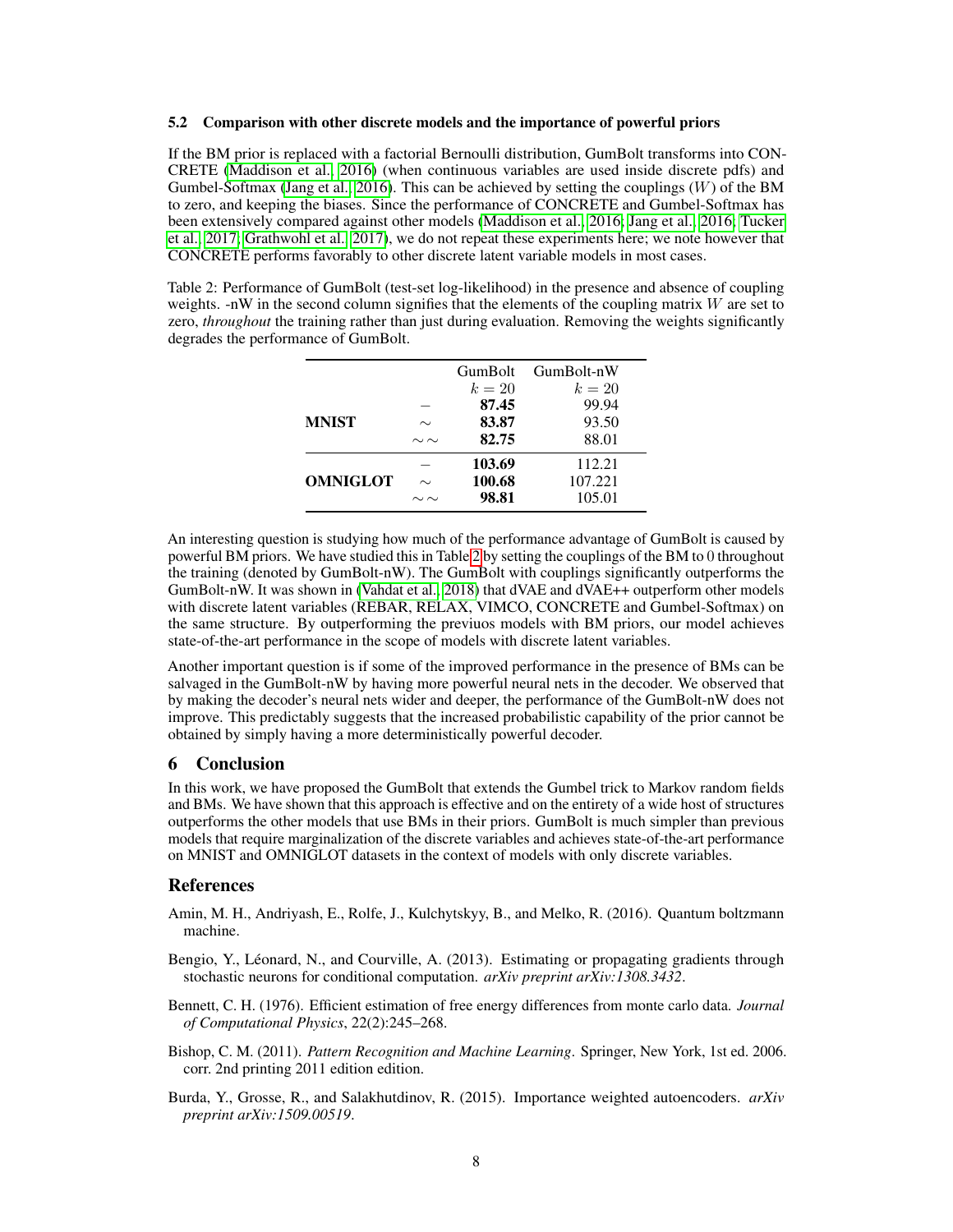### 5.2 Comparison with other discrete models and the importance of powerful priors

If the BM prior is replaced with a factorial Bernoulli distribution, GumBolt transforms into CONCRETE (Maddison et al., 2016) (when continuous variables are used inside discrete pdfs) and Gumbel-Softmax (Jang et al., 2016). This can be achieved by setting the couplings ($W$) of the BM to zero, and keeping the biases. Since the performance of CONCRETE and Gumbel-Softmax has been extensively compared against other models (Maddison et al., 2016; Jang et al., 2016; Tucker et al., 2017; Grathwohl et al., 2017), we do not repeat these experiments here; we note however that CONCRETE performs favorably to other discrete latent variable models in most cases.

Table 2: Performance of GumBolt (test-set log-likelihood) in the presence and absence of coupling weights. -nW in the second column signifies that the elements of the coupling matrix $W$ are set to zero, *throughout* the training rather than just during evaluation. Removing the weights significantly degrades the performance of GumBolt.

| | | GumBolt $k=20$ | GumBolt-nW $k=20$ |
|---|---|---|---|
| **MNIST** | $-$ | **87.45** | 99.94 |
| | $\sim$ | **83.87** | 93.50 |
| | $\sim\sim$ | **82.75** | 88.01 |
| **OMNIGLOT** | $-$ | **103.69** | 112.21 |
| | $\sim$ | **100.68** | 107.221 |
| | $\sim\sim$ | **98.81** | 105.01 |

An interesting question is studying how much of the performance advantage of GumBolt is caused by powerful BM priors. We have studied this in Table 2 by setting the couplings of the BM to 0 throughout the training (denoted by GumBolt-nW). The GumBolt with couplings significantly outperforms the GumBolt-nW. It was shown in (Vahdat et al., 2018) that dVAE and dVAE++ outperform other models with discrete latent variables (REBAR, RELAX, VIMCO, CONCRETE and Gumbel-Softmax) on the same structure. By outperforming the previuos models with BM priors, our model achieves state-of-the-art performance in the scope of models with discrete latent variables.

Another important question is if some of the improved performance in the presence of BMs can be salvaged in the GumBolt-nW by having more powerful neural nets in the decoder. We observed that by making the decoder's neural nets wider and deeper, the performance of the GumBolt-nW does not improve. This predictably suggests that the increased probabilistic capability of the prior cannot be obtained by simply having a more deterministically powerful decoder.

## 6 Conclusion

In this work, we have proposed the GumBolt that extends the Gumbel trick to Markov random fields and BMs. We have shown that this approach is effective and on the entirety of a wide host of structures outperforms the other models that use BMs in their priors. GumBolt is much simpler than previous models that require marginalization of the discrete variables and achieves state-of-the-art performance on MNIST and OMNIGLOT datasets in the context of models with only discrete variables.

## References

Amin, M. H., Andriyash, E., Rolfe, J., Kulchytskyy, B., and Melko, R. (2016). Quantum boltzmann machine.

Bengio, Y., Léonard, N., and Courville, A. (2013). Estimating or propagating gradients through stochastic neurons for conditional computation. *arXiv preprint arXiv:1308.3432*.

Bennett, C. H. (1976). Efficient estimation of free energy differences from monte carlo data. *Journal of Computational Physics*, 22(2):245–268.

Bishop, C. M. (2011). *Pattern Recognition and Machine Learning*. Springer, New York, 1st ed. 2006. corr. 2nd printing 2011 edition edition.

Burda, Y., Grosse, R., and Salakhutdinov, R. (2015). Importance weighted autoencoders. *arXiv preprint arXiv:1509.00519*.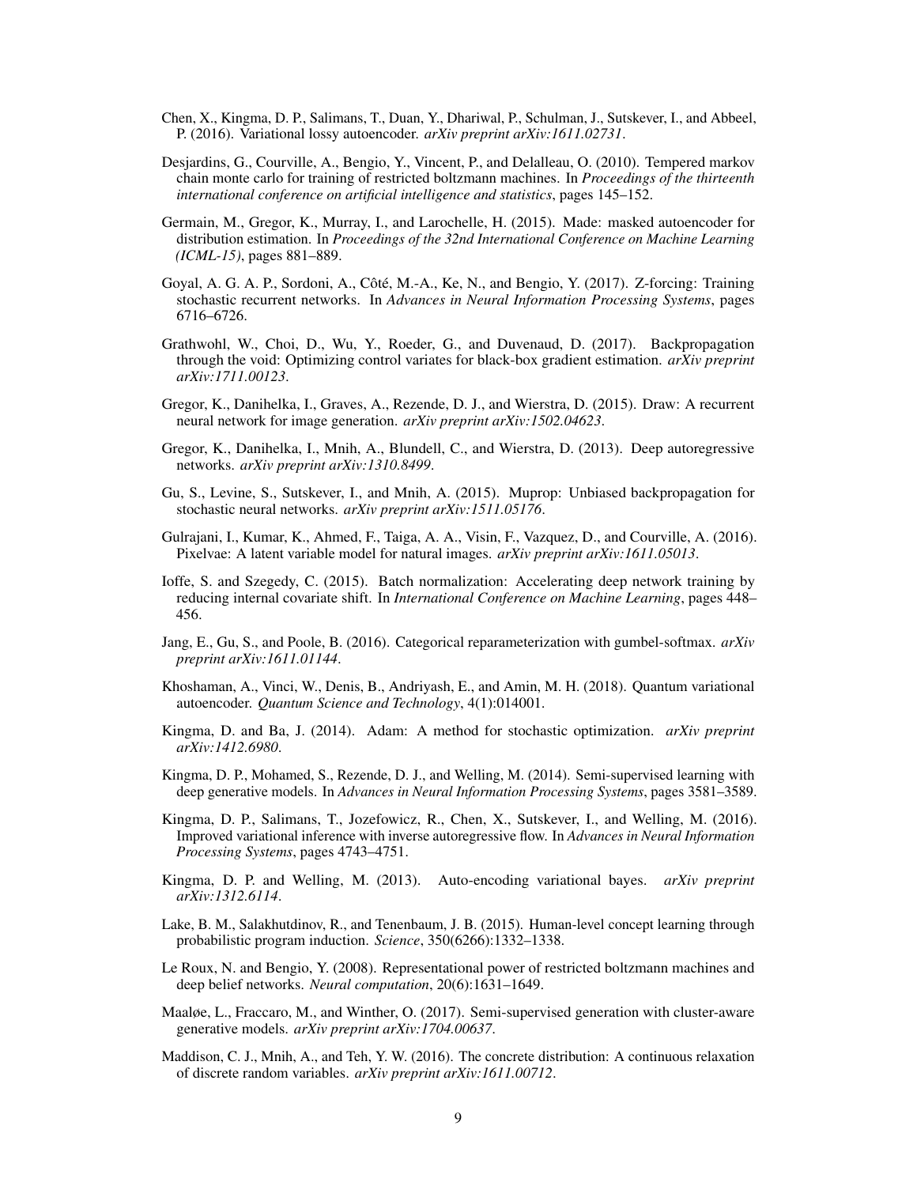Chen, X., Kingma, D. P., Salimans, T., Duan, Y., Dhariwal, P., Schulman, J., Sutskever, I., and Abbeel, P. (2016). Variational lossy autoencoder. *arXiv preprint arXiv:1611.02731*.

Desjardins, G., Courville, A., Bengio, Y., Vincent, P., and Delalleau, O. (2010). Tempered markov chain monte carlo for training of restricted boltzmann machines. In *Proceedings of the thirteenth international conference on artificial intelligence and statistics*, pages 145–152.

Germain, M., Gregor, K., Murray, I., and Larochelle, H. (2015). Made: masked autoencoder for distribution estimation. In *Proceedings of the 32nd International Conference on Machine Learning (ICML-15)*, pages 881–889.

Goyal, A. G. A. P., Sordoni, A., Côté, M.-A., Ke, N., and Bengio, Y. (2017). Z-forcing: Training stochastic recurrent networks. In *Advances in Neural Information Processing Systems*, pages 6716–6726.

Grathwohl, W., Choi, D., Wu, Y., Roeder, G., and Duvenaud, D. (2017). Backpropagation through the void: Optimizing control variates for black-box gradient estimation. *arXiv preprint arXiv:1711.00123*.

Gregor, K., Danihelka, I., Graves, A., Rezende, D. J., and Wierstra, D. (2015). Draw: A recurrent neural network for image generation. *arXiv preprint arXiv:1502.04623*.

Gregor, K., Danihelka, I., Mnih, A., Blundell, C., and Wierstra, D. (2013). Deep autoregressive networks. *arXiv preprint arXiv:1310.8499*.

Gu, S., Levine, S., Sutskever, I., and Mnih, A. (2015). Muprop: Unbiased backpropagation for stochastic neural networks. *arXiv preprint arXiv:1511.05176*.

Gulrajani, I., Kumar, K., Ahmed, F., Taiga, A. A., Visin, F., Vazquez, D., and Courville, A. (2016). Pixelvae: A latent variable model for natural images. *arXiv preprint arXiv:1611.05013*.

Ioffe, S. and Szegedy, C. (2015). Batch normalization: Accelerating deep network training by reducing internal covariate shift. In *International Conference on Machine Learning*, pages 448–456.

Jang, E., Gu, S., and Poole, B. (2016). Categorical reparameterization with gumbel-softmax. *arXiv preprint arXiv:1611.01144*.

Khoshaman, A., Vinci, W., Denis, B., Andriyash, E., and Amin, M. H. (2018). Quantum variational autoencoder. *Quantum Science and Technology*, 4(1):014001.

Kingma, D. and Ba, J. (2014). Adam: A method for stochastic optimization. *arXiv preprint arXiv:1412.6980*.

Kingma, D. P., Mohamed, S., Rezende, D. J., and Welling, M. (2014). Semi-supervised learning with deep generative models. In *Advances in Neural Information Processing Systems*, pages 3581–3589.

Kingma, D. P., Salimans, T., Jozefowicz, R., Chen, X., Sutskever, I., and Welling, M. (2016). Improved variational inference with inverse autoregressive flow. In *Advances in Neural Information Processing Systems*, pages 4743–4751.

Kingma, D. P. and Welling, M. (2013). Auto-encoding variational bayes. *arXiv preprint arXiv:1312.6114*.

Lake, B. M., Salakhutdinov, R., and Tenenbaum, J. B. (2015). Human-level concept learning through probabilistic program induction. *Science*, 350(6266):1332–1338.

Le Roux, N. and Bengio, Y. (2008). Representational power of restricted boltzmann machines and deep belief networks. *Neural computation*, 20(6):1631–1649.

Maaløe, L., Fraccaro, M., and Winther, O. (2017). Semi-supervised generation with cluster-aware generative models. *arXiv preprint arXiv:1704.00637*.

Maddison, C. J., Mnih, A., and Teh, Y. W. (2016). The concrete distribution: A continuous relaxation of discrete random variables. *arXiv preprint arXiv:1611.00712*.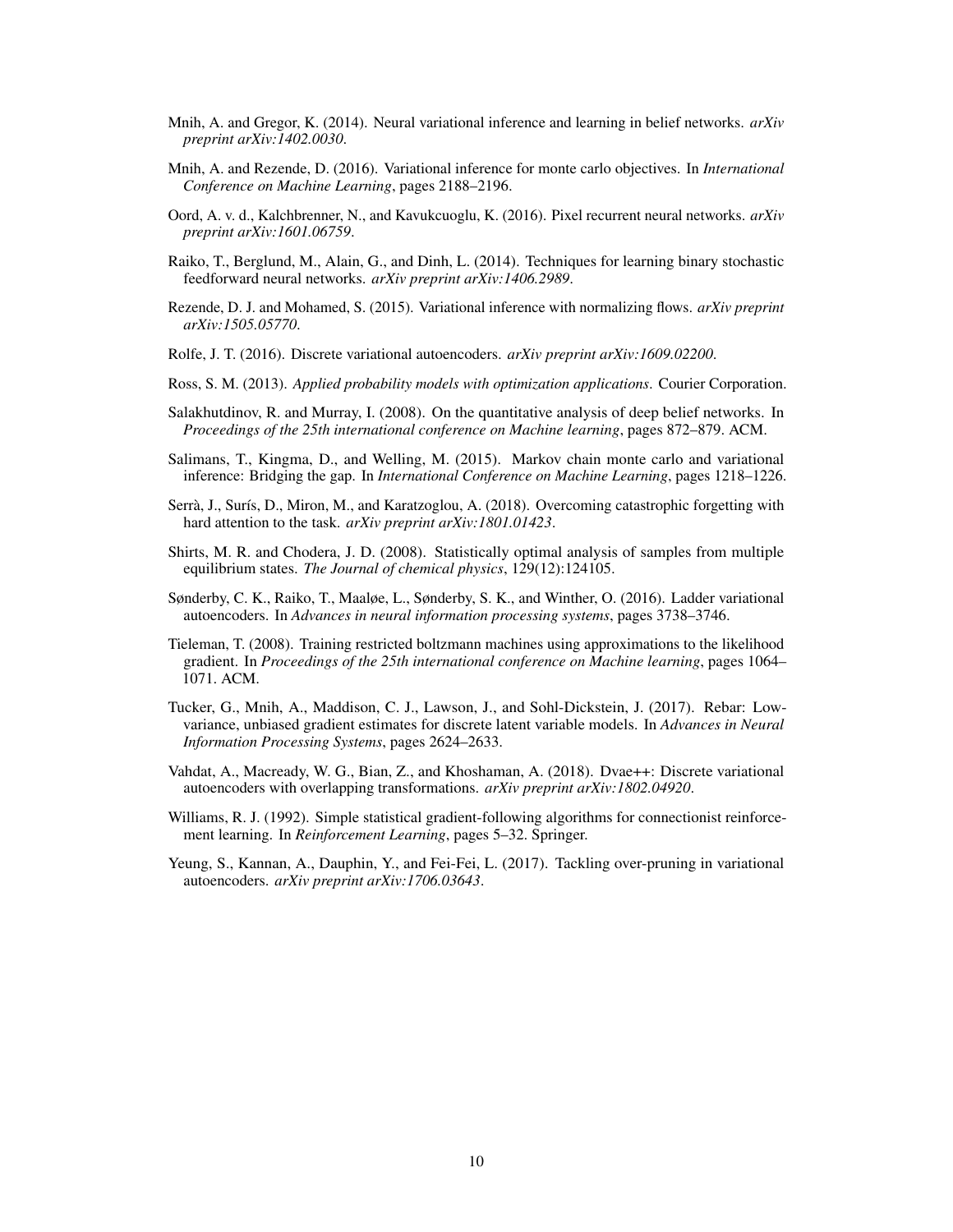Mnih, A. and Gregor, K. (2014). Neural variational inference and learning in belief networks. *arXiv preprint arXiv:1402.0030*.

Mnih, A. and Rezende, D. (2016). Variational inference for monte carlo objectives. In *International Conference on Machine Learning*, pages 2188–2196.

Oord, A. v. d., Kalchbrenner, N., and Kavukcuoglu, K. (2016). Pixel recurrent neural networks. *arXiv preprint arXiv:1601.06759*.

Raiko, T., Berglund, M., Alain, G., and Dinh, L. (2014). Techniques for learning binary stochastic feedforward neural networks. *arXiv preprint arXiv:1406.2989*.

Rezende, D. J. and Mohamed, S. (2015). Variational inference with normalizing flows. *arXiv preprint arXiv:1505.05770*.

Rolfe, J. T. (2016). Discrete variational autoencoders. *arXiv preprint arXiv:1609.02200*.

Ross, S. M. (2013). *Applied probability models with optimization applications*. Courier Corporation.

Salakhutdinov, R. and Murray, I. (2008). On the quantitative analysis of deep belief networks. In *Proceedings of the 25th international conference on Machine learning*, pages 872–879. ACM.

Salimans, T., Kingma, D., and Welling, M. (2015). Markov chain monte carlo and variational inference: Bridging the gap. In *International Conference on Machine Learning*, pages 1218–1226.

Serrà, J., Surís, D., Miron, M., and Karatzoglou, A. (2018). Overcoming catastrophic forgetting with hard attention to the task. *arXiv preprint arXiv:1801.01423*.

Shirts, M. R. and Chodera, J. D. (2008). Statistically optimal analysis of samples from multiple equilibrium states. *The Journal of chemical physics*, 129(12):124105.

Sønderby, C. K., Raiko, T., Maaløe, L., Sønderby, S. K., and Winther, O. (2016). Ladder variational autoencoders. In *Advances in neural information processing systems*, pages 3738–3746.

Tieleman, T. (2008). Training restricted boltzmann machines using approximations to the likelihood gradient. In *Proceedings of the 25th international conference on Machine learning*, pages 1064–1071. ACM.

Tucker, G., Mnih, A., Maddison, C. J., Lawson, J., and Sohl-Dickstein, J. (2017). Rebar: Low-variance, unbiased gradient estimates for discrete latent variable models. In *Advances in Neural Information Processing Systems*, pages 2624–2633.

Vahdat, A., Macready, W. G., Bian, Z., and Khoshaman, A. (2018). Dvae++: Discrete variational autoencoders with overlapping transformations. *arXiv preprint arXiv:1802.04920*.

Williams, R. J. (1992). Simple statistical gradient-following algorithms for connectionist reinforcement learning. In *Reinforcement Learning*, pages 5–32. Springer.

Yeung, S., Kannan, A., Dauphin, Y., and Fei-Fei, L. (2017). Tackling over-pruning in variational autoencoders. *arXiv preprint arXiv:1706.03643*.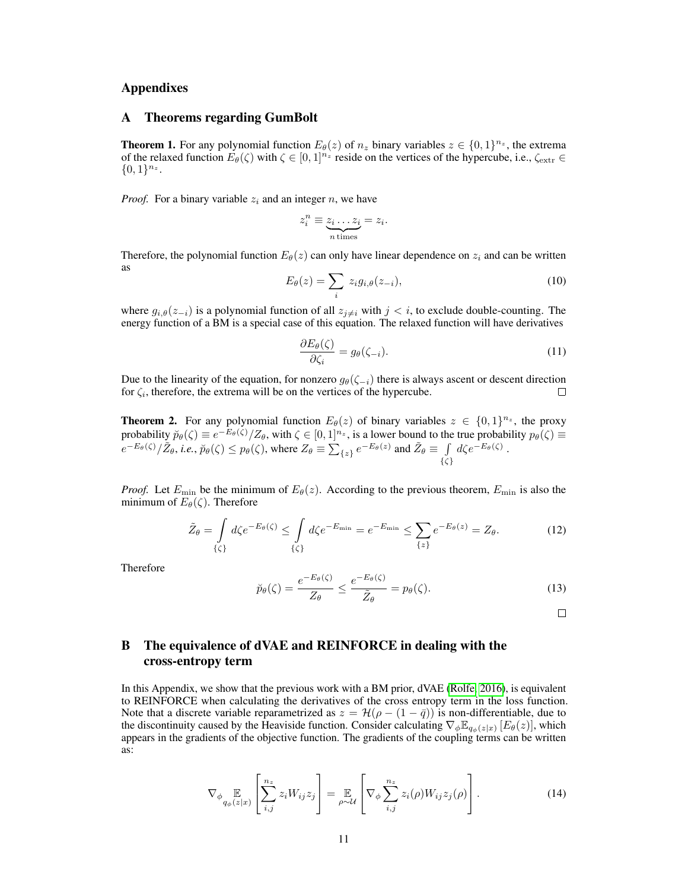# Appendixes

## A Theorems regarding GumBolt

**Theorem 1.** For any polynomial function $E_\theta(z)$ of $n_z$ binary variables $z \in \{0,1\}^{n_z}$, the extrema of the relaxed function $E_\theta(\zeta)$ with $\zeta \in [0,1]^{n_z}$ reside on the vertices of the hypercube, i.e., $\zeta_{\text{extr}} \in \{0,1\}^{n_z}$.

*Proof.* For a binary variable $z_i$ and an integer $n$, we have

$$z_i^n \equiv \underbrace{z_i \dots z_i}_{n \,\text{times}} = z_i.$$

Therefore, the polynomial function $E_\theta(z)$ can only have linear dependence on $z_i$ and can be written as

$$E_\theta(z) = \sum_i z_i g_{i,\theta}(z_{-i}), \tag{10}$$

where $g_{i,\theta}(z_{-i})$ is a polynomial function of all $z_{j \neq i}$ with $j < i$, to exclude double-counting. The energy function of a BM is a special case of this equation. The relaxed function will have derivatives

$$\frac{\partial E_\theta(\zeta)}{\partial \zeta_i} = g_\theta(\zeta_{-i}). \tag{11}$$

Due to the linearity of the equation, for nonzero $g_\theta(\zeta_{-i})$ there is always ascent or descent direction for $\zeta_i$, therefore, the extrema will be on the vertices of the hypercube. □

**Theorem 2.** For any polynomial function $E_\theta(z)$ of binary variables $z \in \{0,1\}^{n_z}$, the proxy probability $\breve{p}_\theta(\zeta) \equiv e^{-E_\theta(\zeta)}/Z_\theta$, with $\zeta \in [0,1]^{n_z}$, is a lower bound to the true probability $p_\theta(\zeta) \equiv e^{-E_\theta(\zeta)}/\tilde{Z}_\theta$, *i.e.*, $\breve{p}_\theta(\zeta) \leq p_\theta(\zeta)$, where $Z_\theta \equiv \sum_{\{z\}} e^{-E_\theta(z)}$ and $\tilde{Z}_\theta \equiv \int\limits_{\{\zeta\}} d\zeta e^{-E_\theta(\zeta)}$.

*Proof.* Let $E_{\min}$ be the minimum of $E_\theta(z)$. According to the previous theorem, $E_{\min}$ is also the minimum of $E_\theta(\zeta)$. Therefore

$$\tilde{Z}_\theta = \int\limits_{\{\zeta\}} d\zeta e^{-E_\theta(\zeta)} \leq \int\limits_{\{\zeta\}} d\zeta e^{-E_{\min}} = e^{-E_{\min}} \leq \sum_{\{z\}} e^{-E_\theta(z)} = Z_\theta. \tag{12}$$

Therefore

$$\breve{p}_\theta(\zeta) = \frac{e^{-E_\theta(\zeta)}}{Z_\theta} \leq \frac{e^{-E_\theta(\zeta)}}{\tilde{Z}_\theta} = p_\theta(\zeta). \tag{13}$$

□

## B The equivalence of dVAE and REINFORCE in dealing with the cross-entropy term

In this Appendix, we show that the previous work with a BM prior, dVAE (Rolfe, 2016), is equivalent to REINFORCE when calculating the derivatives of the cross entropy term in the loss function. Note that a discrete variable reparametrized as $z = \mathcal{H}(\rho - (1 - \bar{q}))$ is non-differentiable, due to the discontinuity caused by the Heaviside function. Consider calculating $\nabla_\phi \mathbb{E}_{q_\phi(z|x)}[E_\theta(z)]$, which appears in the gradients of the objective function. The gradients of the coupling terms can be written as:

$$\nabla_\phi \mathop{\mathbb{E}}_{q_\phi(z|x)} \left[ \sum_{i,j}^{n_z} z_i W_{ij} z_j \right] = \mathop{\mathbb{E}}_{\rho \sim \mathcal{U}} \left[ \nabla_\phi \sum_{i,j}^{n_z} z_i(\rho) W_{ij} z_j(\rho) \right]. \tag{14}$$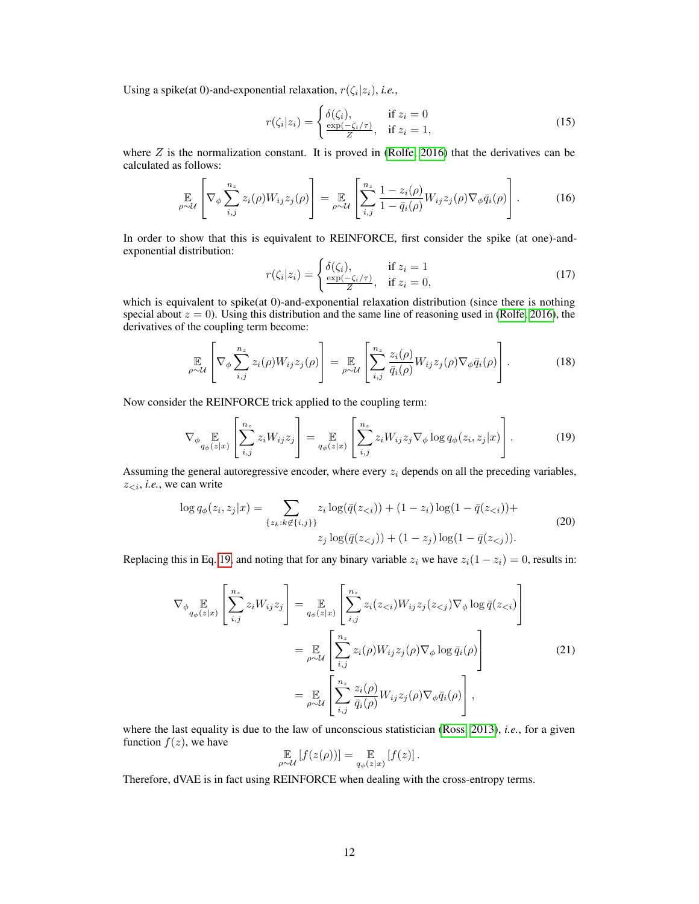Using a spike(at 0)-and-exponential relaxation, $r(\zeta_i|z_i)$, *i.e.*,

$$r(\zeta_i|z_i) = \begin{cases} \delta(\zeta_i), & \text{if } z_i = 0 \\ \frac{\exp(-\zeta_i/\tau)}{Z}, & \text{if } z_i = 1, \end{cases} \tag{15}$$

where $Z$ is the normalization constant. It is proved in (Rolfe, 2016) that the derivatives can be calculated as follows:

$$\mathop{\mathbb{E}}_{\rho\sim\mathcal{U}}\left[\nabla_\phi \sum_{i,j}^{n_z} z_i(\rho) W_{ij} z_j(\rho)\right] = \mathop{\mathbb{E}}_{\rho\sim\mathcal{U}}\left[\sum_{i,j}^{n_z} \frac{1-z_i(\rho)}{1-\bar{q}_i(\rho)} W_{ij} z_j(\rho) \nabla_\phi \bar{q}_i(\rho)\right]. \tag{16}$$

In order to show that this is equivalent to REINFORCE, first consider the spike (at one)-and-exponential distribution:

$$r(\zeta_i|z_i) = \begin{cases} \delta(\zeta_i), & \text{if } z_i = 1 \\ \frac{\exp(-\zeta_i/\tau)}{Z}, & \text{if } z_i = 0, \end{cases} \tag{17}$$

which is equivalent to spike(at 0)-and-exponential relaxation distribution (since there is nothing special about $z = 0$). Using this distribution and the same line of reasoning used in (Rolfe, 2016), the derivatives of the coupling term become:

$$\mathop{\mathbb{E}}_{\rho\sim\mathcal{U}}\left[\nabla_\phi \sum_{i,j}^{n_z} z_i(\rho) W_{ij} z_j(\rho)\right] = \mathop{\mathbb{E}}_{\rho\sim\mathcal{U}}\left[\sum_{i,j}^{n_z} \frac{z_i(\rho)}{\bar{q}_i(\rho)} W_{ij} z_j(\rho) \nabla_\phi \bar{q}_i(\rho)\right]. \tag{18}$$

Now consider the REINFORCE trick applied to the coupling term:

$$\nabla_\phi \mathop{\mathbb{E}}_{q_\phi(z|x)}\left[\sum_{i,j}^{n_z} z_i W_{ij} z_j\right] = \mathop{\mathbb{E}}_{q_\phi(z|x)}\left[\sum_{i,j}^{n_z} z_i W_{ij} z_j \nabla_\phi \log q_\phi(z_i, z_j|x)\right]. \tag{19}$$

Assuming the general autoregressive encoder, where every $z_i$ depends on all the preceding variables, $z_{<i}$, *i.e.*, we can write

$$\begin{aligned} \log q_\phi(z_i, z_j|x) = \sum_{\{z_k : k \notin \{i,j\}\}} & z_i \log(\bar{q}(z_{<i})) + (1-z_i)\log(1-\bar{q}(z_{<i})) + \\ & z_j \log(\bar{q}(z_{<j})) + (1-z_j)\log(1-\bar{q}(z_{<j})). \end{aligned} \tag{20}$$

Replacing this in Eq. 19, and noting that for any binary variable $z_i$ we have $z_i(1-z_i) = 0$, results in:

$$\begin{aligned} \nabla_\phi \mathop{\mathbb{E}}_{q_\phi(z|x)}\left[\sum_{i,j}^{n_z} z_i W_{ij} z_j\right] &= \mathop{\mathbb{E}}_{q_\phi(z|x)}\left[\sum_{i,j}^{n_z} z_i(z_{<i}) W_{ij} z_j(z_{<j}) \nabla_\phi \log \bar{q}(z_{<i})\right] \\ &= \mathop{\mathbb{E}}_{\rho\sim\mathcal{U}}\left[\sum_{i,j}^{n_z} z_i(\rho) W_{ij} z_j(\rho) \nabla_\phi \log \bar{q}_i(\rho)\right] \\ &= \mathop{\mathbb{E}}_{\rho\sim\mathcal{U}}\left[\sum_{i,j}^{n_z} \frac{z_i(\rho)}{\bar{q}_i(\rho)} W_{ij} z_j(\rho) \nabla_\phi \bar{q}_i(\rho)\right], \end{aligned} \tag{21}$$

where the last equality is due to the law of unconscious statistician (Ross, 2013), *i.e.*, for a given function $f(z)$, we have

$$\mathop{\mathbb{E}}_{\rho\sim\mathcal{U}}\left[f(z(\rho))\right] = \mathop{\mathbb{E}}_{q_\phi(z|x)}\left[f(z)\right].$$

Therefore, dVAE is in fact using REINFORCE when dealing with the cross-entropy terms.